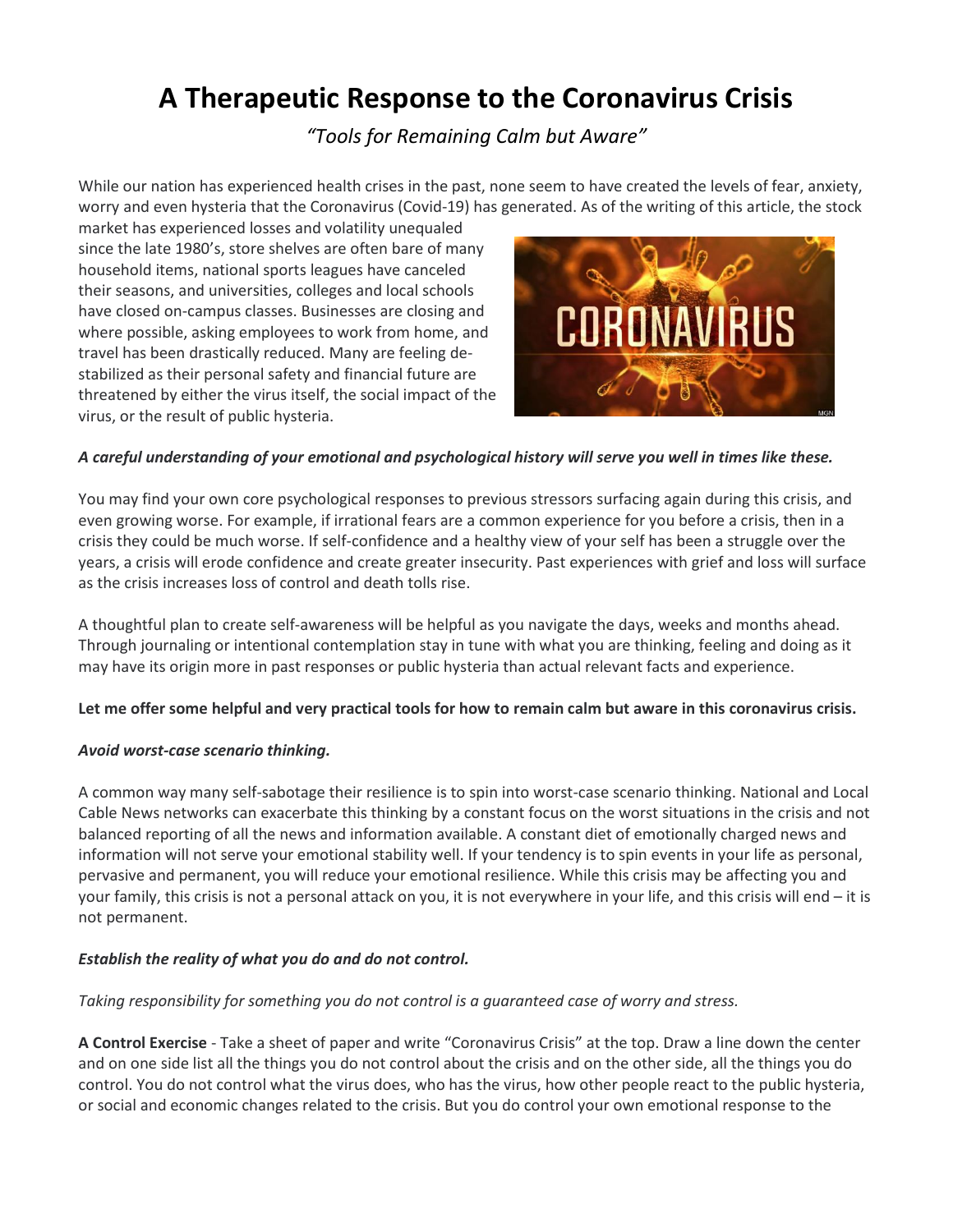# A Therapeutic Response to the Coronavirus Crisis

*"Tools for Remaining Calm but Aware"*

While our nation has experienced health crises in the past, none seem to have created the levels of fear, anxiety, worry and even hysteria that the Coronavirus (Covid-19) has generated. As of the writing of this article, the stock market has experienced losses and volatility unequaled since the late 1980's, store shelves are often bare of many household items, national sports leagues have canceled their seasons, and universities, colleges and local schools have closed on-campus classes. Businesses are closing and where possible, asking employees to work from home, and travel has been drastically reduced. Many are feeling de-stabilized as their personal safety and financial future are threatened by either the virus itself, the social impact of the virus, or the result of public hysteria.

***A careful understanding of your emotional and psychological history will serve you well in times like these.***

You may find your own core psychological responses to previous stressors surfacing again during this crisis, and even growing worse. For example, if irrational fears are a common experience for you before a crisis, then in a crisis they could be much worse. If self-confidence and a healthy view of your self has been a struggle over the years, a crisis will erode confidence and create greater insecurity. Past experiences with grief and loss will surface as the crisis increases loss of control and death tolls rise.

A thoughtful plan to create self-awareness will be helpful as you navigate the days, weeks and months ahead. Through journaling or intentional contemplation stay in tune with what you are thinking, feeling and doing as it may have its origin more in past responses or public hysteria than actual relevant facts and experience.

**Let me offer some helpful and very practical tools for how to remain calm but aware in this coronavirus crisis.**

***Avoid worst-case scenario thinking.***

A common way many self-sabotage their resilience is to spin into worst-case scenario thinking. National and Local Cable News networks can exacerbate this thinking by a constant focus on the worst situations in the crisis and not balanced reporting of all the news and information available. A constant diet of emotionally charged news and information will not serve your emotional stability well. If your tendency is to spin events in your life as personal, pervasive and permanent, you will reduce your emotional resilience. While this crisis may be affecting you and your family, this crisis is not a personal attack on you, it is not everywhere in your life, and this crisis will end – it is not permanent.

***Establish the reality of what you do and do not control.***

*Taking responsibility for something you do not control is a guaranteed case of worry and stress.*

**A Control Exercise** - Take a sheet of paper and write "Coronavirus Crisis" at the top. Draw a line down the center and on one side list all the things you do not control about the crisis and on the other side, all the things you do control. You do not control what the virus does, who has the virus, how other people react to the public hysteria, or social and economic changes related to the crisis. But you do control your own emotional response to the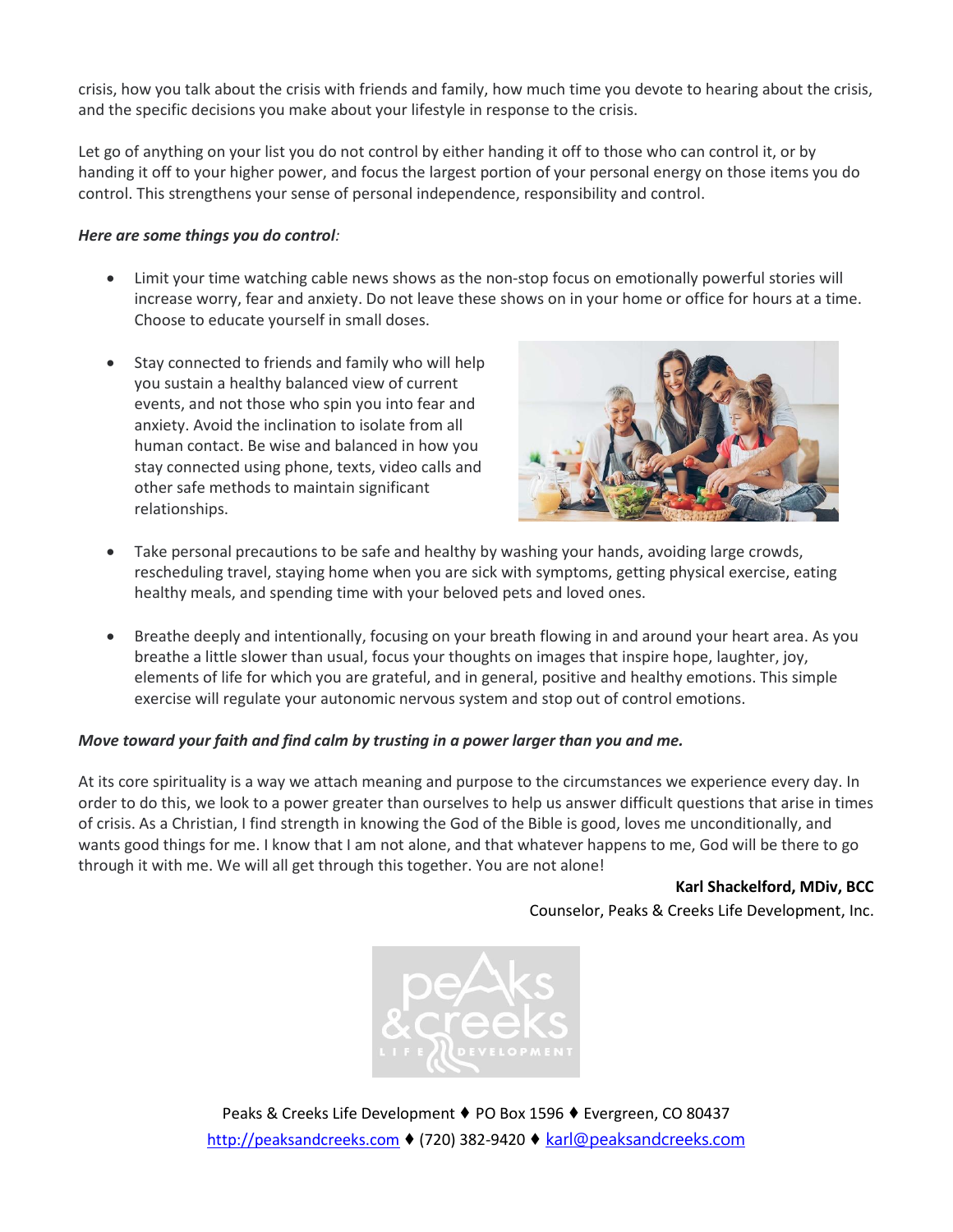crisis, how you talk about the crisis with friends and family, how much time you devote to hearing about the crisis, and the specific decisions you make about your lifestyle in response to the crisis.

Let go of anything on your list you do not control by either handing it off to those who can control it, or by handing it off to your higher power, and focus the largest portion of your personal energy on those items you do control. This strengthens your sense of personal independence, responsibility and control.

***Here are some things you do control**:*

- Limit your time watching cable news shows as the non-stop focus on emotionally powerful stories will increase worry, fear and anxiety. Do not leave these shows on in your home or office for hours at a time. Choose to educate yourself in small doses.
- Stay connected to friends and family who will help you sustain a healthy balanced view of current events, and not those who spin you into fear and anxiety. Avoid the inclination to isolate from all human contact. Be wise and balanced in how you stay connected using phone, texts, video calls and other safe methods to maintain significant relationships.
- Take personal precautions to be safe and healthy by washing your hands, avoiding large crowds, rescheduling travel, staying home when you are sick with symptoms, getting physical exercise, eating healthy meals, and spending time with your beloved pets and loved ones.
- Breathe deeply and intentionally, focusing on your breath flowing in and around your heart area. As you breathe a little slower than usual, focus your thoughts on images that inspire hope, laughter, joy, elements of life for which you are grateful, and in general, positive and healthy emotions. This simple exercise will regulate your autonomic nervous system and stop out of control emotions.

***Move toward your faith and find calm by trusting in a power larger than you and me.***

At its core spirituality is a way we attach meaning and purpose to the circumstances we experience every day. In order to do this, we look to a power greater than ourselves to help us answer difficult questions that arise in times of crisis. As a Christian, I find strength in knowing the God of the Bible is good, loves me unconditionally, and wants good things for me. I know that I am not alone, and that whatever happens to me, God will be there to go through it with me. We will all get through this together. You are not alone!

**Karl Shackelford, MDiv, BCC**
Counselor, Peaks & Creeks Life Development, Inc.

Peaks & Creeks Life Development ♦ PO Box 1596 ♦ Evergreen, CO 80437
http://peaksandcreeks.com ♦ (720) 382-9420 ♦ karl@peaksandcreeks.com